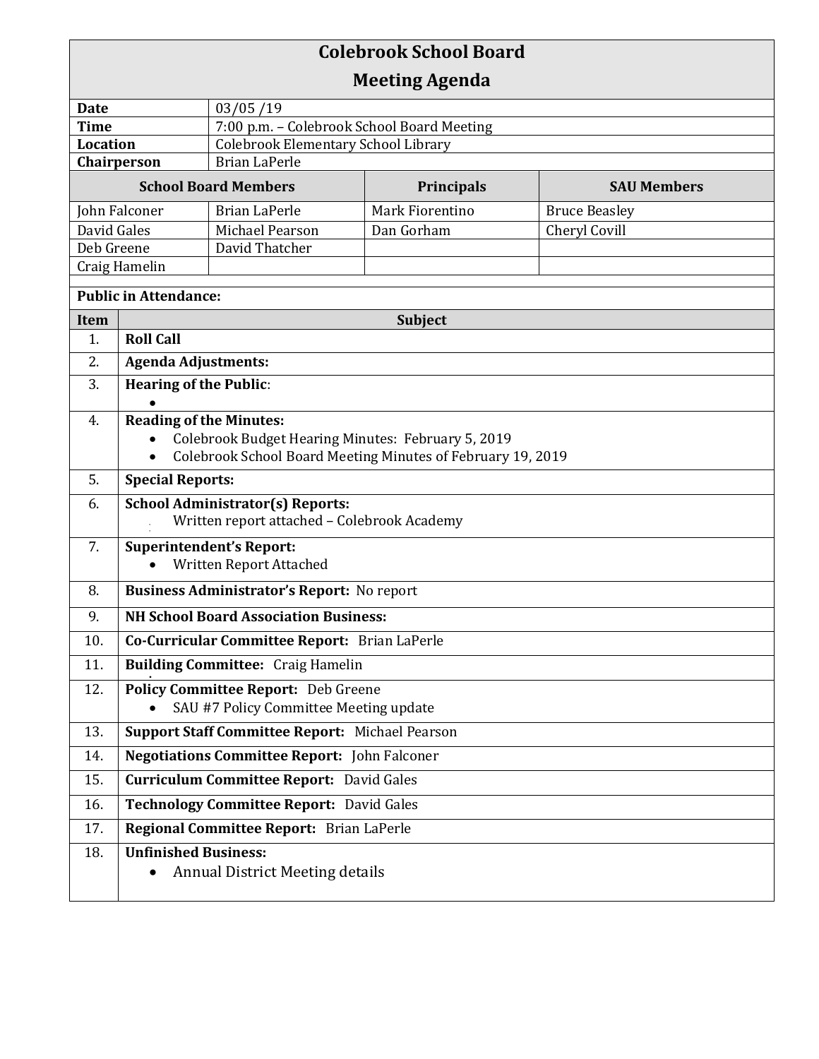# Colebrook School Board
## Meeting Agenda

| | |
|---|---|
| **Date** | 03/05 /19 |
| **Time** | 7:00 p.m. – Colebrook School Board Meeting |
| **Location** | Colebrook Elementary School Library |
| **Chairperson** | Brian LaPerle |

| **School Board Members** | | **Principals** | **SAU Members** |
|---|---|---|---|
| John Falconer | Brian LaPerle | Mark Fiorentino | Bruce Beasley |
| David Gales | Michael Pearson | Dan Gorham | Cheryl Covill |
| Deb Greene | David Thatcher | | |
| Craig Hamelin | | | |

**Public in Attendance:**

| Item | Subject |
|---|---|
| 1. | **Roll Call** |
| 2. | **Agenda Adjustments:** |
| 3. | **Hearing of the Public**: <br> • |
| 4. | **Reading of the Minutes:** <br> • Colebrook Budget Hearing Minutes: February 5, 2019 <br> • Colebrook School Board Meeting Minutes of February 19, 2019 |
| 5. | **Special Reports:** |
| 6. | **School Administrator(s) Reports:** <br> Written report attached – Colebrook Academy |
| 7. | **Superintendent's Report:** <br> • Written Report Attached |
| 8. | **Business Administrator's Report:** No report |
| 9. | **NH School Board Association Business:** |
| 10. | **Co-Curricular Committee Report:** Brian LaPerle |
| 11. | **Building Committee:** Craig Hamelin |
| 12. | **Policy Committee Report:** Deb Greene <br> • SAU #7 Policy Committee Meeting update |
| 13. | **Support Staff Committee Report:** Michael Pearson |
| 14. | **Negotiations Committee Report:** John Falconer |
| 15. | **Curriculum Committee Report:** David Gales |
| 16. | **Technology Committee Report:** David Gales |
| 17. | **Regional Committee Report:** Brian LaPerle |
| 18. | **Unfinished Business:** <br> • Annual District Meeting details |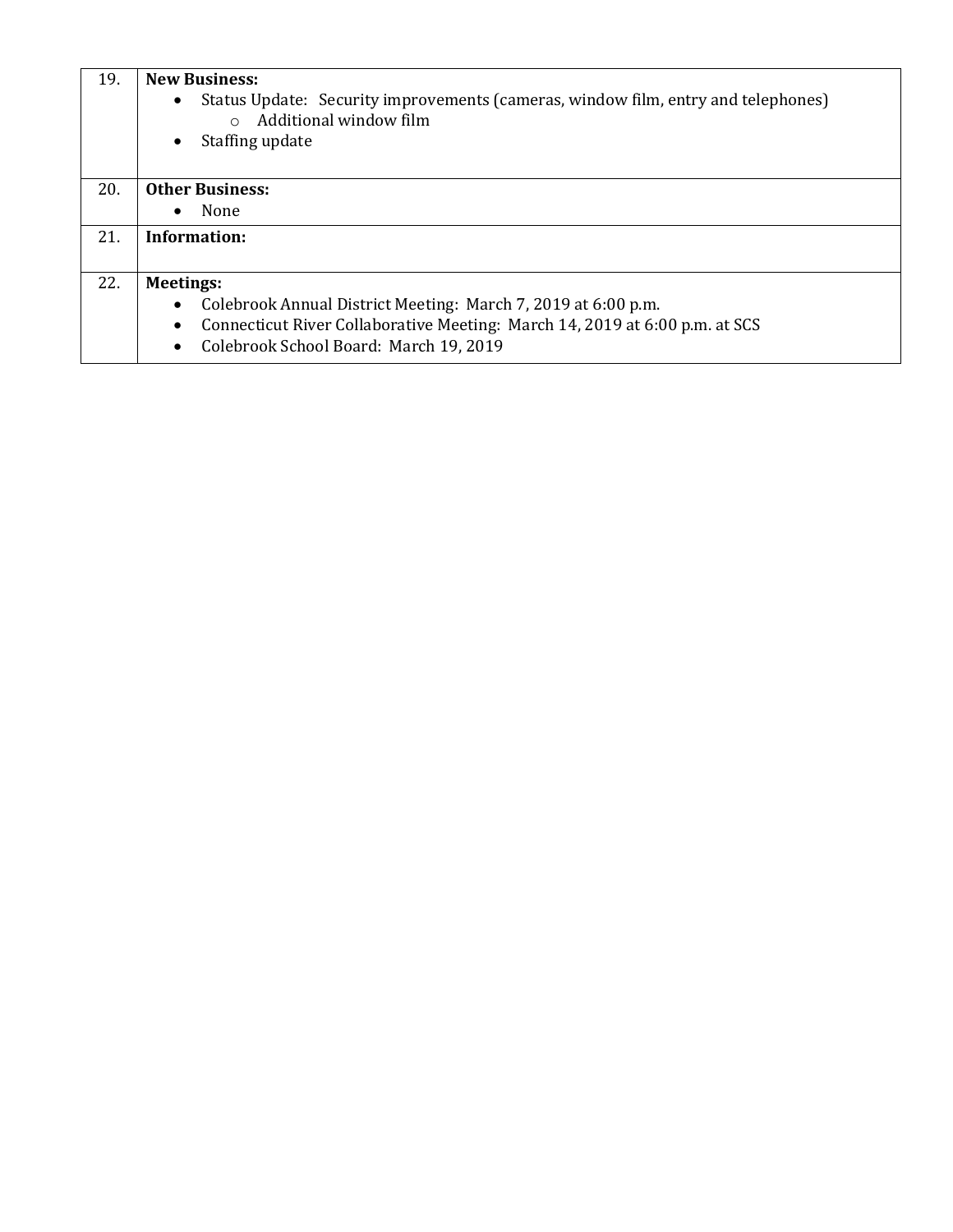| | |
|---|---|
| 19. | **New Business:**<br>• Status Update: Security improvements (cameras, window film, entry and telephones)<br>  ○ Additional window film<br>• Staffing update |
| 20. | **Other Business:**<br>• None |
| 21. | **Information:** |
| 22. | **Meetings:**<br>• Colebrook Annual District Meeting: March 7, 2019 at 6:00 p.m.<br>• Connecticut River Collaborative Meeting: March 14, 2019 at 6:00 p.m. at SCS<br>• Colebrook School Board: March 19, 2019 |